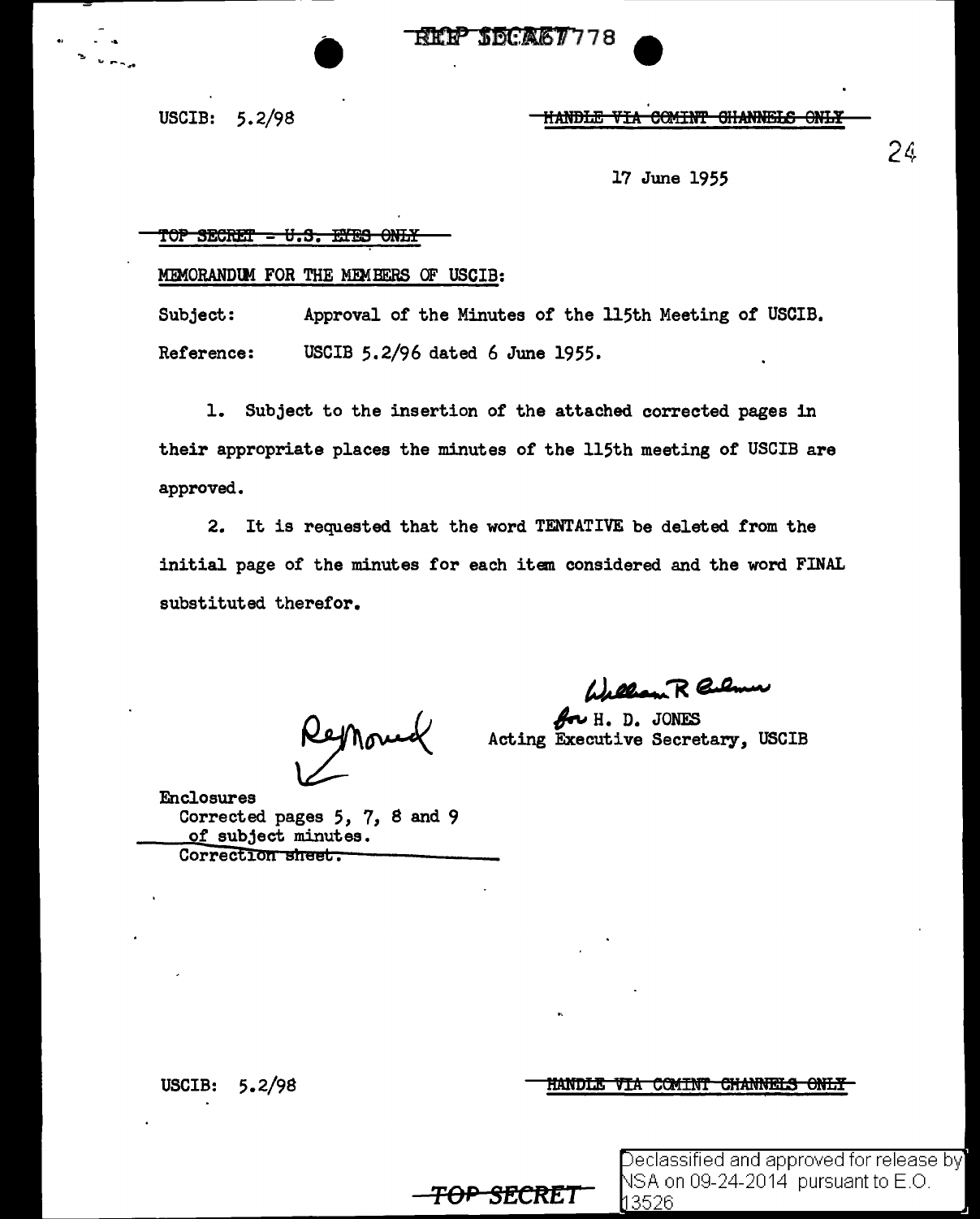USCIB: 5.2/98

HANDLE VIA COMINT CHANNELS ONLY

17 June 1955

TOP SECRET - U.S. EYES ONLY

MEMORANDUM FOR THE MEMBERS OF USCIB:

Subject: Approval of the Minutes of the 115th Meeting of USCIB.

Reference: USCIB 5.2/96 dated 6 June 1955.

1. Subject to the insertion of the attached corrected pages in their appropriate places the minutes of the 115th meeting of USCIB are approved.

2. It is requested that the word TENTATIVE be deleted from the initial page of the minutes for each item considered and the word FINAL substituted therefor.

William R Culmer
for H. D. JONES
Acting Executive Secretary, USCIB

Removed

Enclosures
Corrected pages 5, 7, 8 and 9 of subject minutes.
Correction sheet.

USCIB: 5.2/98

HANDLE VIA COMINT CHANNELS ONLY

TOP SECRET

Declassified and approved for release by NSA on 09-24-2014 pursuant to E.O. 13526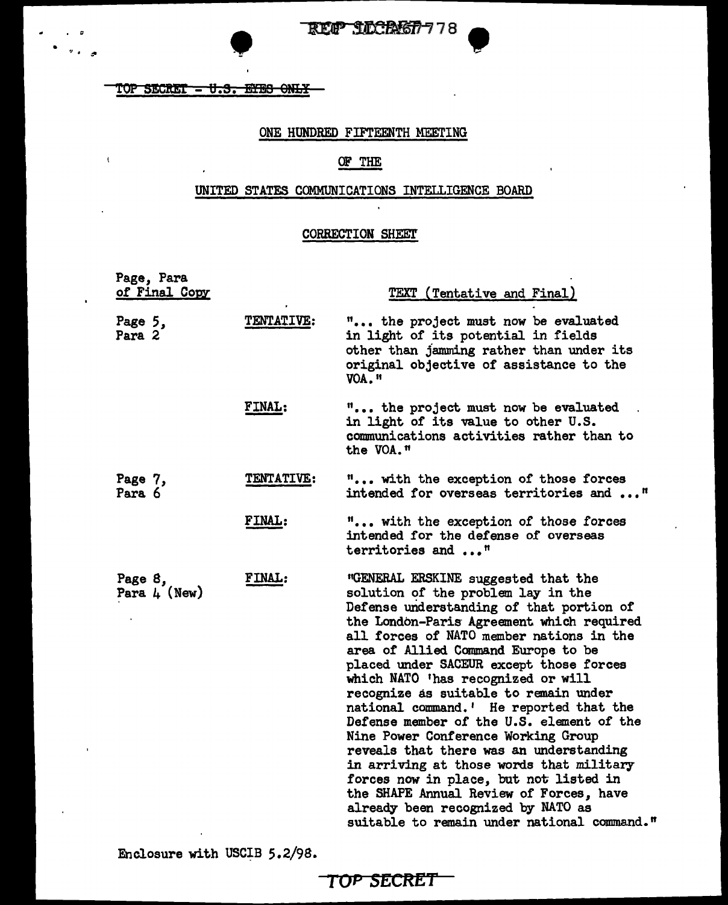~~TOP SECRET - U.S. EYES ONLY~~

## ONE HUNDRED FIFTEENTH MEETING

## OF THE

## UNITED STATES COMMUNICATIONS INTELLIGENCE BOARD

### CORRECTION SHEET

| Page, Para of Final Copy | | TEXT (Tentative and Final) |
|---|---|---|
| Page 5, Para 2 | TENTATIVE: | "... the project must now be evaluated in light of its potential in fields other than jamming rather than under its original objective of assistance to the VOA." |
| | FINAL: | "... the project must now be evaluated in light of its value to other U.S. communications activities rather than to the VOA." |
| Page 7, Para 6 | TENTATIVE: | "... with the exception of those forces intended for overseas territories and ..." |
| | FINAL: | "... with the exception of those forces intended for the defense of overseas territories and ..." |
| Page 8, Para 4 (New) | FINAL: | "GENERAL ERSKINE suggested that the solution of the problem lay in the Defense understanding of that portion of the London-Paris Agreement which required all forces of NATO member nations in the area of Allied Command Europe to be placed under SACEUR except those forces which NATO 'has recognized or will recognize as suitable to remain under national command.' He reported that the Defense member of the U.S. element of the Nine Power Conference Working Group reveals that there was an understanding in arriving at those words that military forces now in place, but not listed in the SHAPE Annual Review of Forces, have already been recognized by NATO as suitable to remain under national command." |

Enclosure with USCIB 5.2/98.

TOP SECRET